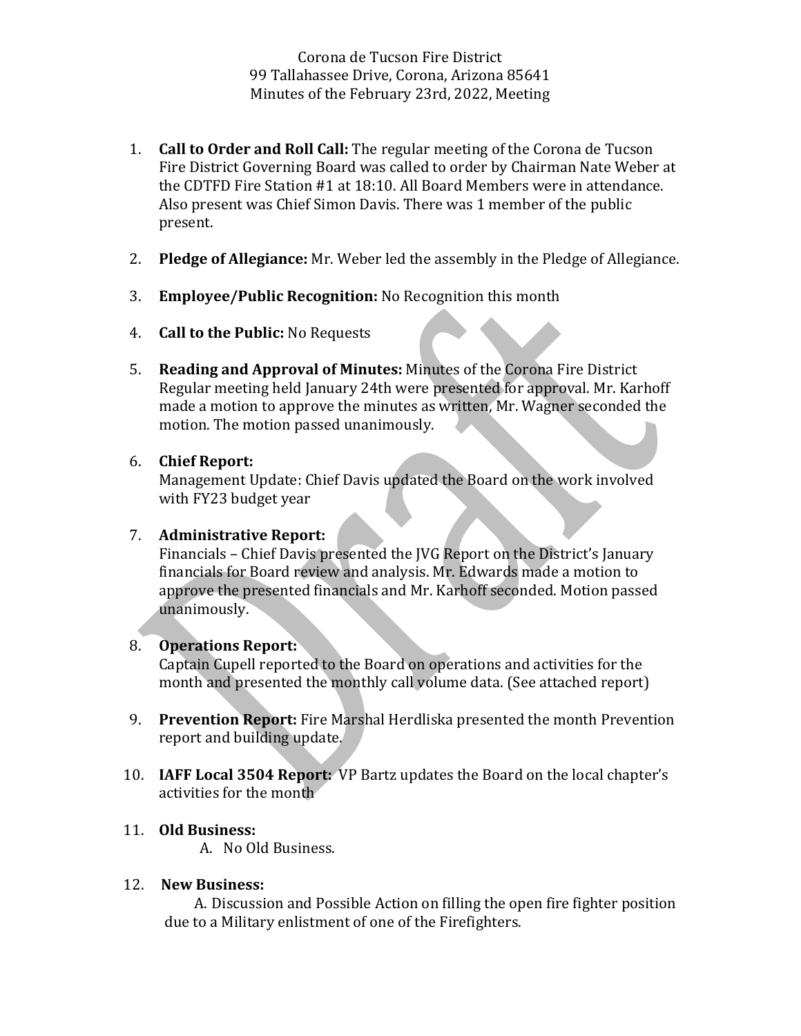Corona de Tucson Fire District
99 Tallahassee Drive, Corona, Arizona 85641
Minutes of the February 23rd, 2022, Meeting

1. **Call to Order and Roll Call:** The regular meeting of the Corona de Tucson Fire District Governing Board was called to order by Chairman Nate Weber at the CDTFD Fire Station #1 at 18:10. All Board Members were in attendance. Also present was Chief Simon Davis. There was 1 member of the public present.

2. **Pledge of Allegiance:** Mr. Weber led the assembly in the Pledge of Allegiance.

3. **Employee/Public Recognition:** No Recognition this month

4. **Call to the Public:** No Requests

5. **Reading and Approval of Minutes:** Minutes of the Corona Fire District Regular meeting held January 24th were presented for approval. Mr. Karhoff made a motion to approve the minutes as written, Mr. Wagner seconded the motion. The motion passed unanimously.

6. **Chief Report:**
   Management Update: Chief Davis updated the Board on the work involved with FY23 budget year

7. **Administrative Report:**
   Financials – Chief Davis presented the JVG Report on the District's January financials for Board review and analysis. Mr. Edwards made a motion to approve the presented financials and Mr. Karhoff seconded. Motion passed unanimously.

8. **Operations Report:**
   Captain Cupell reported to the Board on operations and activities for the month and presented the monthly call volume data. (See attached report)

9. **Prevention Report:** Fire Marshal Herdliska presented the month Prevention report and building update.

10. **IAFF Local 3504 Report:** VP Bartz updates the Board on the local chapter's activities for the month

11. **Old Business:**
    A. No Old Business.

12. **New Business:**
    A. Discussion and Possible Action on filling the open fire fighter position due to a Military enlistment of one of the Firefighters.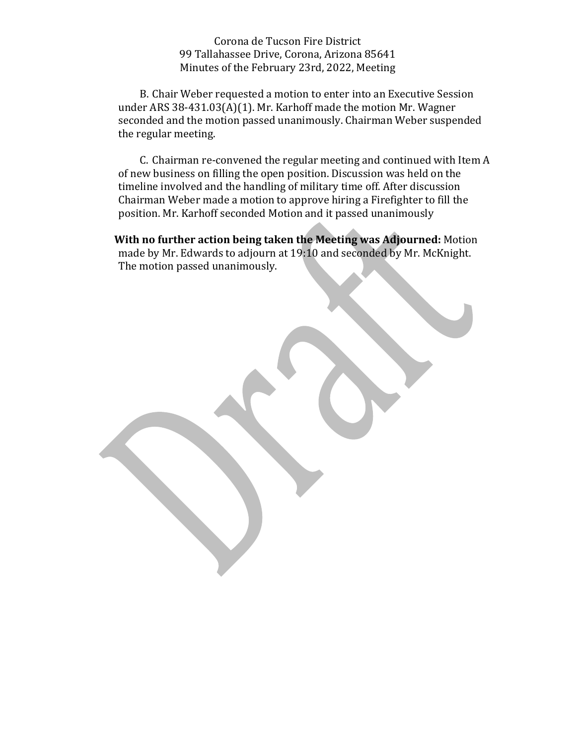Corona de Tucson Fire District
99 Tallahassee Drive, Corona, Arizona 85641
Minutes of the February 23rd, 2022, Meeting

B. Chair Weber requested a motion to enter into an Executive Session under ARS 38-431.03(A)(1). Mr. Karhoff made the motion Mr. Wagner seconded and the motion passed unanimously. Chairman Weber suspended the regular meeting.

C. Chairman re-convened the regular meeting and continued with Item A of new business on filling the open position. Discussion was held on the timeline involved and the handling of military time off. After discussion Chairman Weber made a motion to approve hiring a Firefighter to fill the position. Mr. Karhoff seconded Motion and it passed unanimously

**With no further action being taken the Meeting was Adjourned:** Motion made by Mr. Edwards to adjourn at 19:10 and seconded by Mr. McKnight. The motion passed unanimously.

Draft